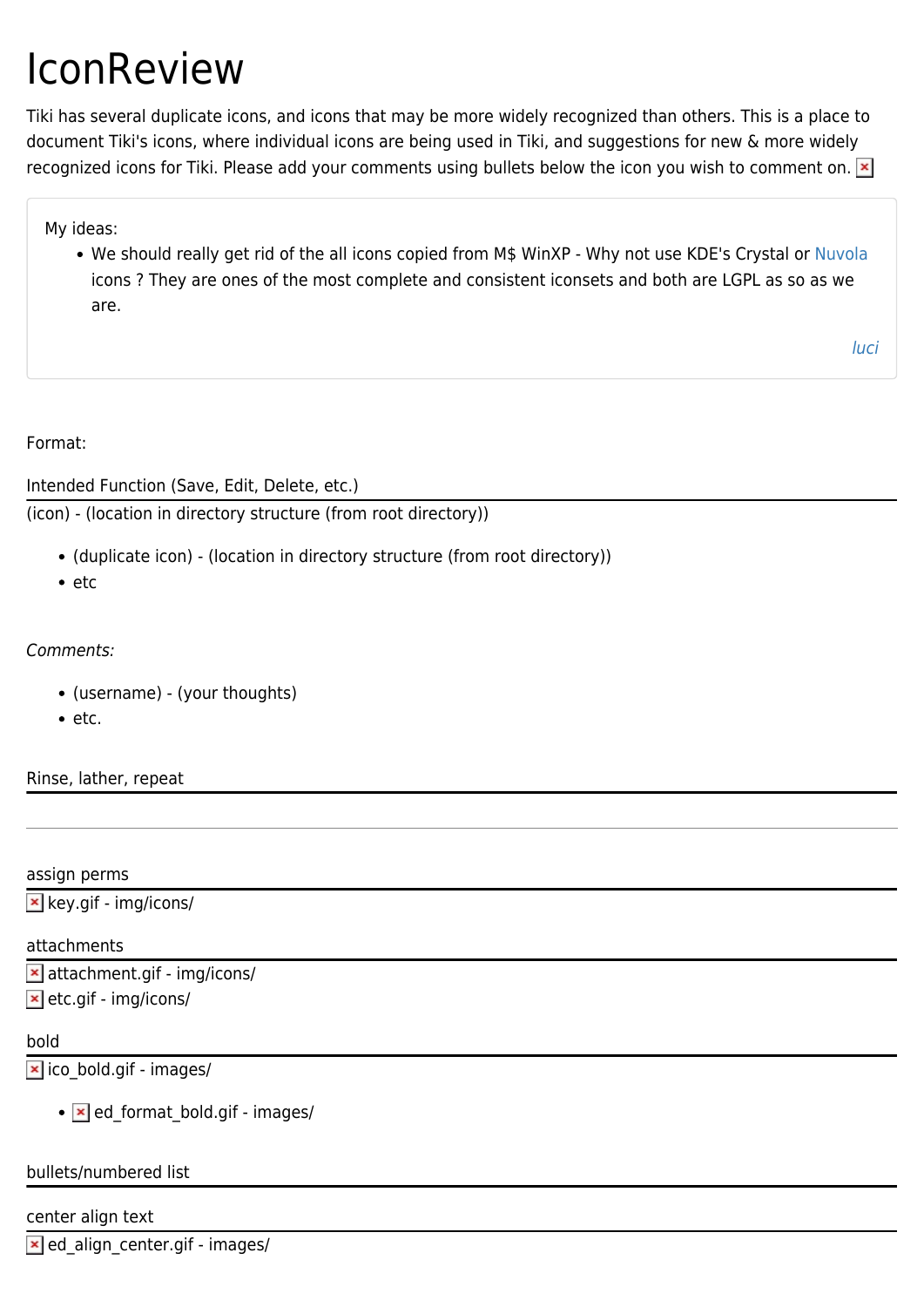# IconReview

Tiki has several duplicate icons, and icons that may be more widely recognized than others. This is a place to document Tiki's icons, where individual icons are being used in Tiki, and suggestions for new & more widely recognized icons for Tiki. Please add your comments using bullets below the icon you wish to comment on.

> My ideas:
> - We should really get rid of the all icons copied from M$ WinXP - Why not use KDE's Crystal or Nuvola icons ? They are ones of the most complete and consistent iconsets and both are LGPL as so as we are.
>
> *luci*

Format:

Intended Function (Save, Edit, Delete, etc.)

(icon) - (location in directory structure (from root directory))

- (duplicate icon) - (location in directory structure (from root directory))
- etc

*Comments:*

- (username) - (your thoughts)
- etc.

Rinse, lather, repeat

---

assign perms

key.gif - img/icons/

attachments

attachment.gif - img/icons/
etc.gif - img/icons/

bold

ico_bold.gif - images/

- ed_format_bold.gif - images/

bullets/numbered list

center align text

ed_align_center.gif - images/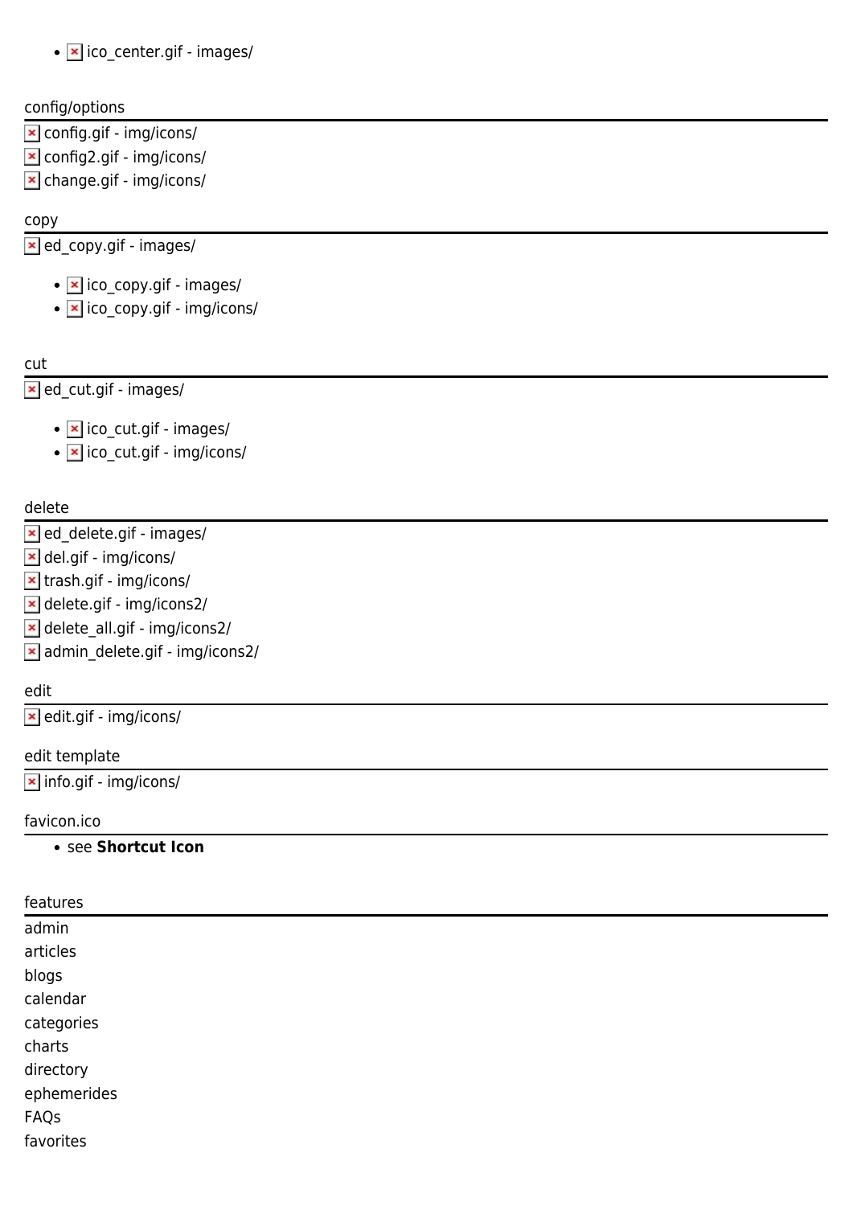- ico_center.gif - images/

config/options

config.gif - img/icons/
config2.gif - img/icons/
change.gif - img/icons/

copy

ed_copy.gif - images/

- ico_copy.gif - images/
- ico_copy.gif - img/icons/

cut

ed_cut.gif - images/

- ico_cut.gif - images/
- ico_cut.gif - img/icons/

delete

ed_delete.gif - images/
del.gif - img/icons/
trash.gif - img/icons/
delete.gif - img/icons2/
delete_all.gif - img/icons2/
admin_delete.gif - img/icons2/

edit

edit.gif - img/icons/

edit template

info.gif - img/icons/

favicon.ico

- see **Shortcut Icon**

features

admin
articles
blogs
calendar
categories
charts
directory
ephemerides
FAQs
favorites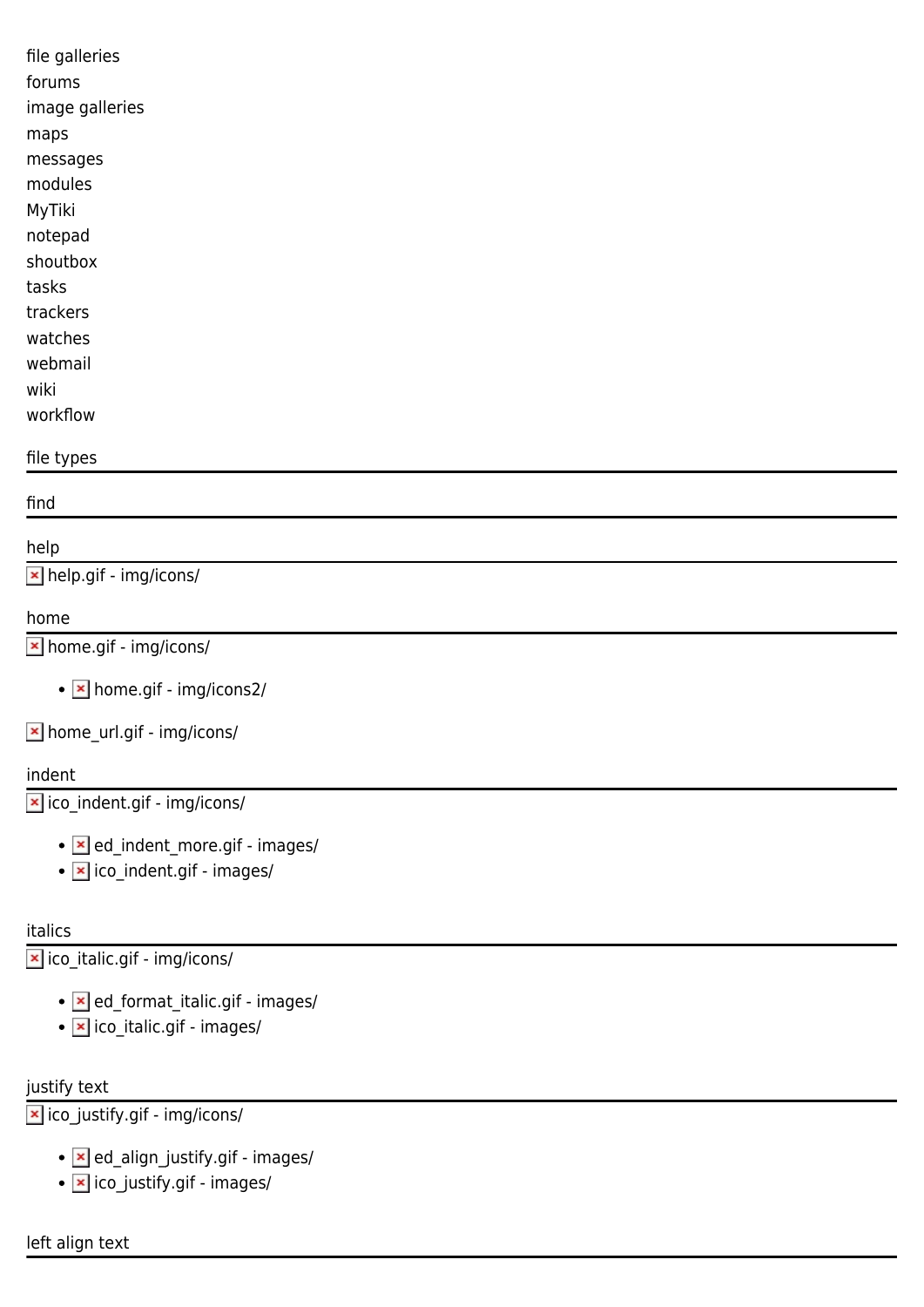file galleries
forums
image galleries
maps
messages
modules
MyTiki
notepad
shoutbox
tasks
trackers
watches
webmail
wiki
workflow

## file types

## find

## help

help.gif - img/icons/

## home

home.gif - img/icons/

- home.gif - img/icons2/

home_url.gif - img/icons/

## indent

ico_indent.gif - img/icons/

- ed_indent_more.gif - images/
- ico_indent.gif - images/

## italics

ico_italic.gif - img/icons/

- ed_format_italic.gif - images/
- ico_italic.gif - images/

## justify text

ico_justify.gif - img/icons/

- ed_align_justify.gif - images/
- ico_justify.gif - images/

## left align text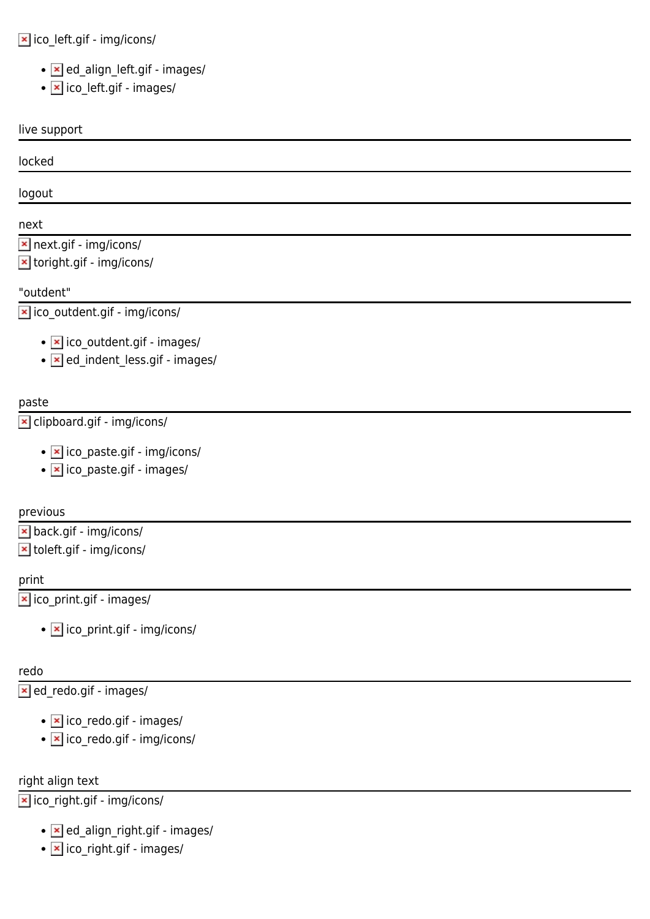ico_left.gif - img/icons/

- ed_align_left.gif - images/
- ico_left.gif - images/

live support

---

locked

---

logout

---

next

---

next.gif - img/icons/
toright.gif - img/icons/

"outdent"

---

ico_outdent.gif - img/icons/

- ico_outdent.gif - images/
- ed_indent_less.gif - images/

paste

---

clipboard.gif - img/icons/

- ico_paste.gif - img/icons/
- ico_paste.gif - images/

previous

---

back.gif - img/icons/
toleft.gif - img/icons/

print

---

ico_print.gif - images/

- ico_print.gif - img/icons/

redo

---

ed_redo.gif - images/

- ico_redo.gif - images/
- ico_redo.gif - img/icons/

right align text

---

ico_right.gif - img/icons/

- ed_align_right.gif - images/
- ico_right.gif - images/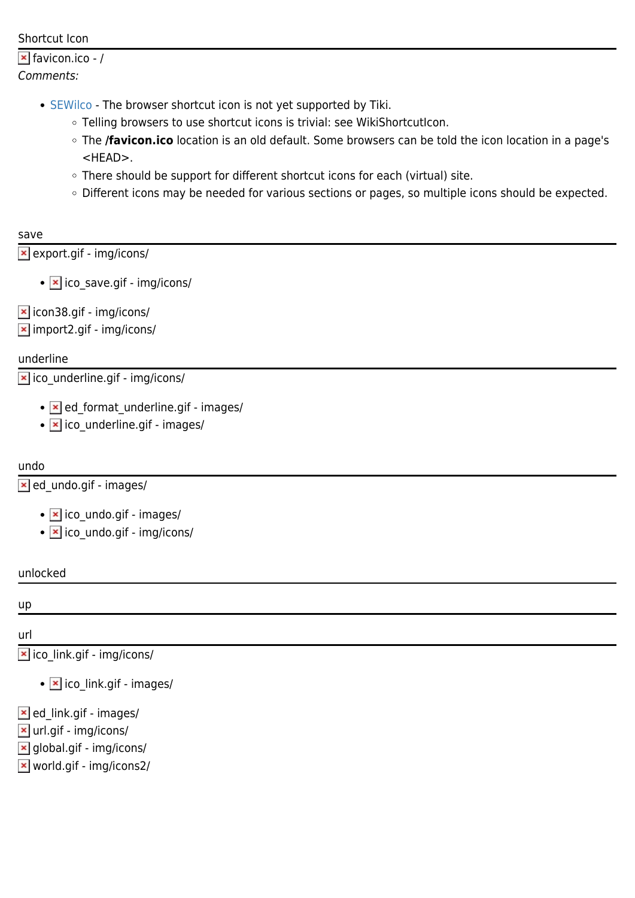Shortcut Icon

favicon.ico - /

*Comments:*

- SEWilco - The browser shortcut icon is not yet supported by Tiki.
  - Telling browsers to use shortcut icons is trivial: see WikiShortcutIcon.
  - The **/favicon.ico** location is an old default. Some browsers can be told the icon location in a page's <HEAD>.
  - There should be support for different shortcut icons for each (virtual) site.
  - Different icons may be needed for various sections or pages, so multiple icons should be expected.

save

export.gif - img/icons/

- ico_save.gif - img/icons/

icon38.gif - img/icons/

import2.gif - img/icons/

underline

ico_underline.gif - img/icons/

- ed_format_underline.gif - images/
- ico_underline.gif - images/

undo

ed_undo.gif - images/

- ico_undo.gif - images/
- ico_undo.gif - img/icons/

unlocked

up

url

ico_link.gif - img/icons/

- ico_link.gif - images/

ed_link.gif - images/

url.gif - img/icons/

global.gif - img/icons/

world.gif - img/icons2/